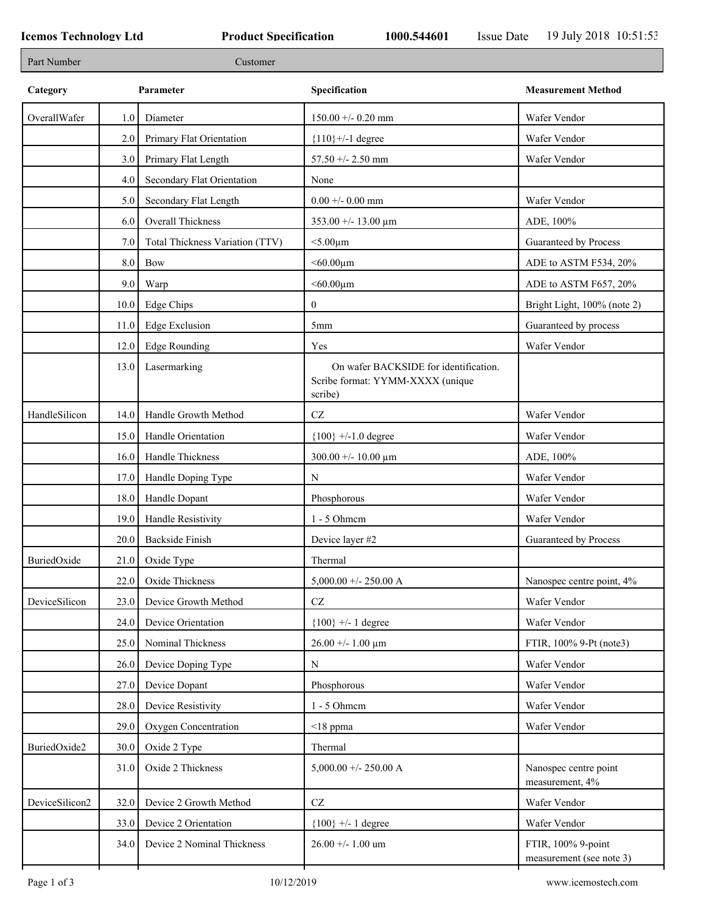**Icemos Technology Ltd** **Product Specification** **1000.544601** Issue Date 19 July 2018 10:51:53

| Part Number | Customer |
|---|---|

| Category | | Parameter | Specification | Measurement Method |
|---|---|---|---|---|
| OverallWafer | 1.0 | Diameter | 150.00 +/- 0.20 mm | Wafer Vendor |
| | 2.0 | Primary Flat Orientation | {110}+/-1 degree | Wafer Vendor |
| | 3.0 | Primary Flat Length | 57.50 +/- 2.50 mm | Wafer Vendor |
| | 4.0 | Secondary Flat Orientation | None | |
| | 5.0 | Secondary Flat Length | 0.00 +/- 0.00 mm | Wafer Vendor |
| | 6.0 | Overall Thickness | 353.00 +/- 13.00 µm | ADE, 100% |
| | 7.0 | Total Thickness Variation (TTV) | <5.00µm | Guaranteed by Process |
| | 8.0 | Bow | <60.00µm | ADE to ASTM F534, 20% |
| | 9.0 | Warp | <60.00µm | ADE to ASTM F657, 20% |
| | 10.0 | Edge Chips | 0 | Bright Light, 100% (note 2) |
| | 11.0 | Edge Exclusion | 5mm | Guaranteed by process |
| | 12.0 | Edge Rounding | Yes | Wafer Vendor |
| | 13.0 | Lasermarking | On wafer BACKSIDE for identification. Scribe format: YYMM-XXXX (unique scribe) | |
| HandleSilicon | 14.0 | Handle Growth Method | CZ | Wafer Vendor |
| | 15.0 | Handle Orientation | {100} +/-1.0 degree | Wafer Vendor |
| | 16.0 | Handle Thickness | 300.00 +/- 10.00 µm | ADE, 100% |
| | 17.0 | Handle Doping Type | N | Wafer Vendor |
| | 18.0 | Handle Dopant | Phosphorous | Wafer Vendor |
| | 19.0 | Handle Resistivity | 1 - 5 Ohmcm | Wafer Vendor |
| | 20.0 | Backside Finish | Device layer #2 | Guaranteed by Process |
| BuriedOxide | 21.0 | Oxide Type | Thermal | |
| | 22.0 | Oxide Thickness | 5,000.00 +/- 250.00 A | Nanospec centre point, 4% |
| DeviceSilicon | 23.0 | Device Growth Method | CZ | Wafer Vendor |
| | 24.0 | Device Orientation | {100} +/- 1 degree | Wafer Vendor |
| | 25.0 | Nominal Thickness | 26.00 +/- 1.00 µm | FTIR, 100% 9-Pt (note3) |
| | 26.0 | Device Doping Type | N | Wafer Vendor |
| | 27.0 | Device Dopant | Phosphorous | Wafer Vendor |
| | 28.0 | Device Resistivity | 1 - 5 Ohmcm | Wafer Vendor |
| | 29.0 | Oxygen Concentration | <18 ppma | Wafer Vendor |
| BuriedOxide2 | 30.0 | Oxide 2 Type | Thermal | |
| | 31.0 | Oxide 2 Thickness | 5,000.00 +/- 250.00 A | Nanospec centre point measurement, 4% |
| DeviceSilicon2 | 32.0 | Device 2 Growth Method | CZ | Wafer Vendor |
| | 33.0 | Device 2 Orientation | {100} +/- 1 degree | Wafer Vendor |
| | 34.0 | Device 2 Nominal Thickness | 26.00 +/- 1.00 um | FTIR, 100% 9-point measurement (see note 3) |

10/12/2019 www.icemostech.com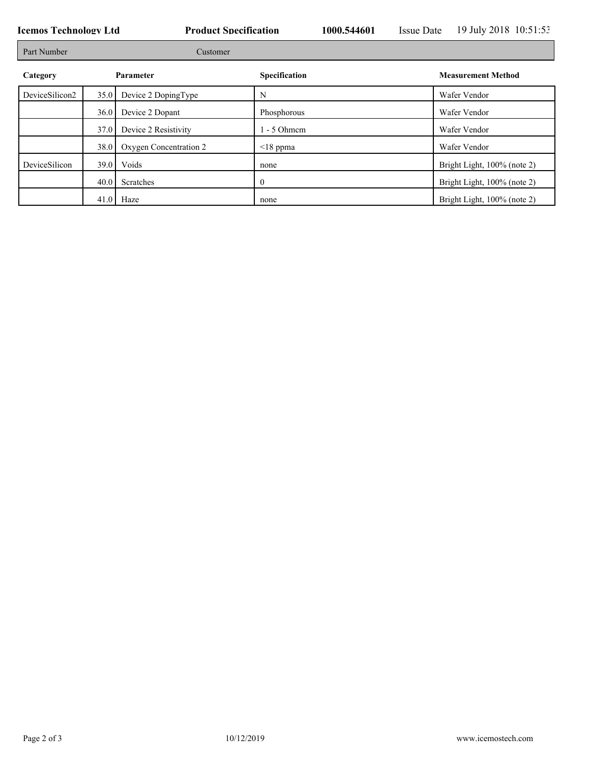| Category | | Parameter | Specification | Measurement Method |
|---|---|---|---|---|
| DeviceSilicon2 | 35.0 | Device 2 DopingType | N | Wafer Vendor |
| | 36.0 | Device 2 Dopant | Phosphorous | Wafer Vendor |
| | 37.0 | Device 2 Resistivity | 1 - 5 Ohmcm | Wafer Vendor |
| | 38.0 | Oxygen Concentration 2 | <18 ppma | Wafer Vendor |
| DeviceSilicon | 39.0 | Voids | none | Bright Light, 100% (note 2) |
| | 40.0 | Scratches | 0 | Bright Light, 100% (note 2) |
| | 41.0 | Haze | none | Bright Light, 100% (note 2) |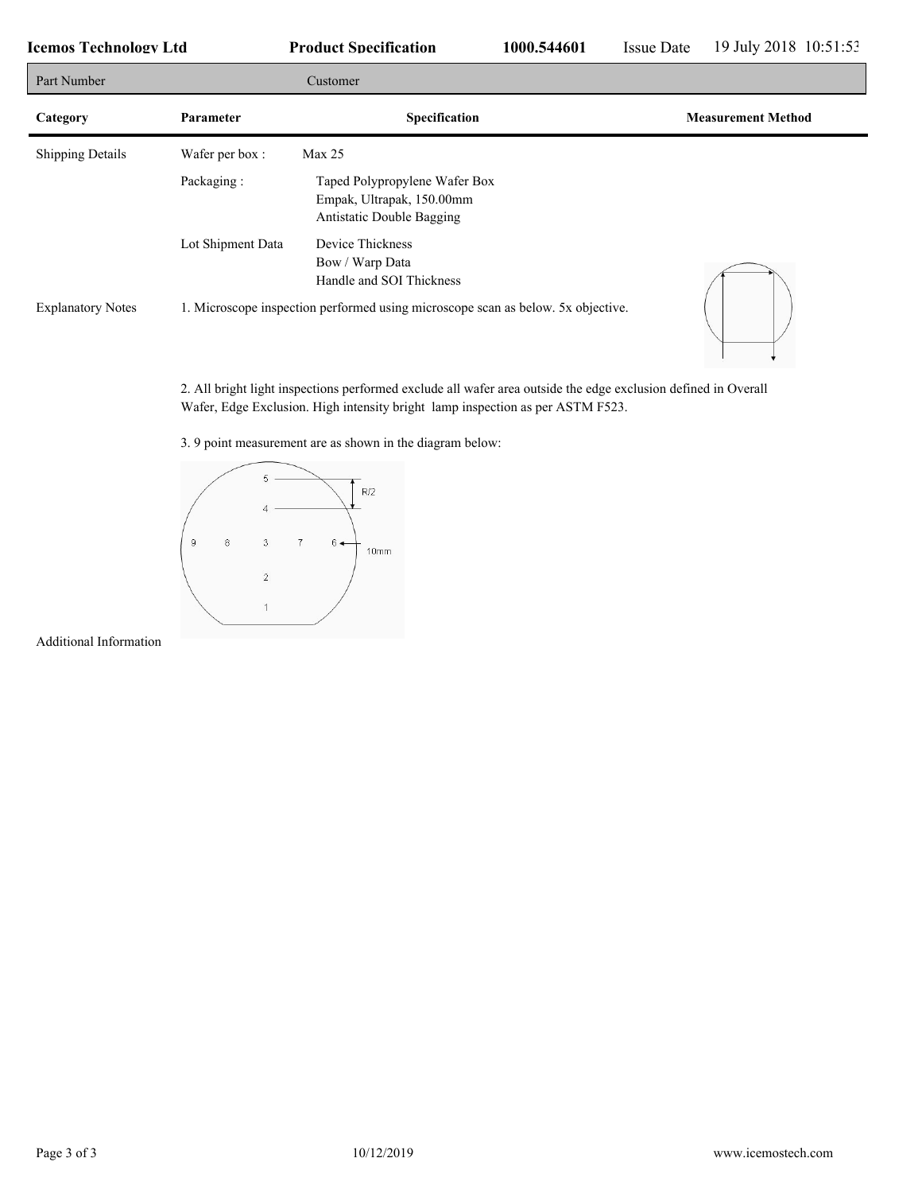| Category | Parameter | Specification | Measurement Method |
|---|---|---|---|
| Shipping Details | Wafer per box : | Max 25 | |
| | Packaging : | Taped Polypropylene Wafer Box<br>Empak, Ultrapak, 150.00mm<br>Antistatic Double Bagging | |
| | Lot Shipment Data | Device Thickness<br>Bow / Warp Data<br>Handle and SOI Thickness | |
| Explanatory Notes | 1. Microscope inspection performed using microscope scan as below. 5x objective. | | |

2. All bright light inspections performed exclude all wafer area outside the edge exclusion defined in Overall Wafer, Edge Exclusion. High intensity bright lamp inspection as per ASTM F523.

3. 9 point measurement are as shown in the diagram below:

5
4
R/2
9 8 3 7 6
10mm
2
1

Additional Information